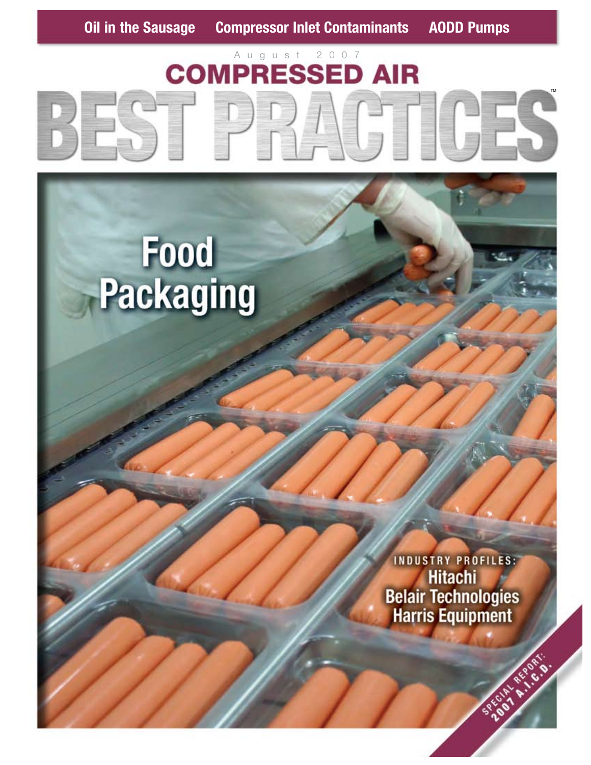Oil in the Sausage | Compressor Inlet Contaminants | AODD Pumps

August 2007

# COMPRESSED AIR BEST PRACTICES™

## Food Packaging

INDUSTRY PROFILES:
Hitachi
Belair Technologies
Harris Equipment

SPECIAL REPORT: 2007 A.I.C.D.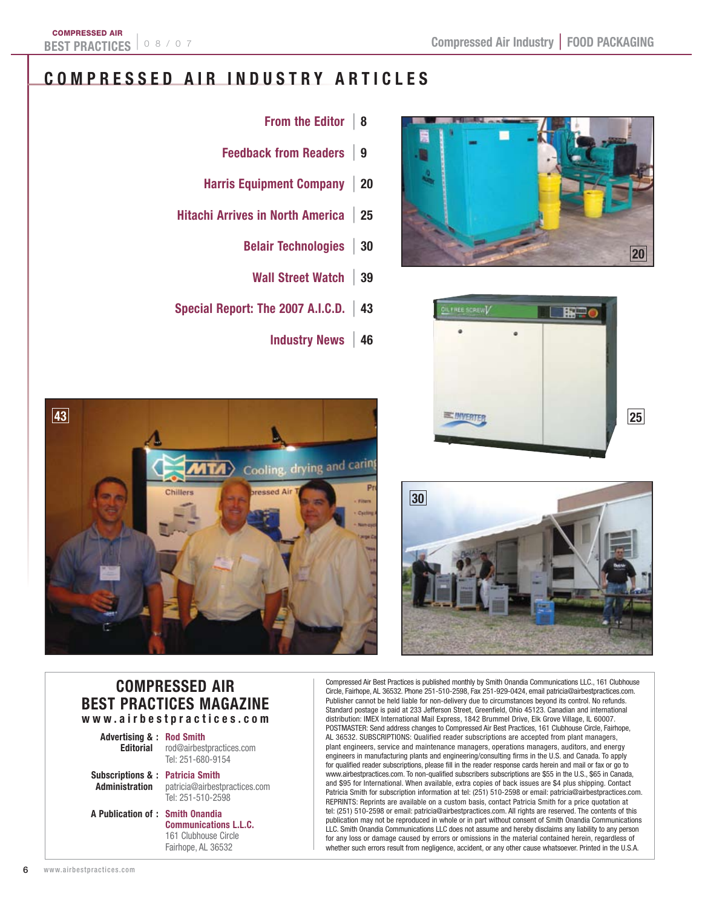# COMPRESSED AIR INDUSTRY ARTICLES

| | |
|---|---|
| From the Editor | 8 |
| Feedback from Readers | 9 |
| Harris Equipment Company | 20 |
| Hitachi Arrives in North America | 25 |
| Belair Technologies | 30 |
| Wall Street Watch | 39 |
| Special Report: The 2007 A.I.C.D. | 43 |
| Industry News | 46 |

## COMPRESSED AIR BEST PRACTICES MAGAZINE

**www.airbestpractices.com**

**Advertising & Editorial:** Rod Smith
rod@airbestpractices.com
Tel: 251-680-9154

**Subscriptions & Administration:** Patricia Smith
patricia@airbestpractices.com
Tel: 251-510-2598

**A Publication of:** Smith Onandia Communications L.L.C.
161 Clubhouse Circle
Fairhope, AL 36532

Compressed Air Best Practices is published monthly by Smith Onandia Communications LLC., 161 Clubhouse Circle, Fairhope, AL 36532. Phone 251-510-2598, Fax 251-929-0424, email patricia@airbestpractices.com. Publisher cannot be held liable for non-delivery due to circumstances beyond its control. No refunds. Standard postage is paid at 233 Jefferson Street, Greenfield, Ohio 45123. Canadian and international distribution: IMEX International Mail Express, 1842 Brummel Drive, Elk Grove Village, IL 60007. POSTMASTER: Send address changes to Compressed Air Best Practices, 161 Clubhouse Circle, Fairhope, AL 36532. SUBSCRIPTIONS: Qualified reader subscriptions are accepted from plant managers, plant engineers, service and maintenance managers, operations managers, auditors, and energy engineers in manufacturing plants and engineering/consulting firms in the U.S. and Canada. To apply for qualified reader subscriptions, please fill in the reader response cards herein and mail or fax or go to www.airbestpractices.com. To non-qualified subscribers subscriptions are $55 in the U.S., $65 in Canada, and $95 for International. When available, extra copies of back issues are $4 plus shipping. Contact Patricia Smith for subscription information at tel: (251) 510-2598 or email: patricia@airbestpractices.com. REPRINTS: Reprints are available on a custom basis, contact Patricia Smith for a price quotation at tel: (251) 510-2598 or email: patricia@airbestpractices.com. All rights are reserved. The contents of this publication may not be reproduced in whole or in part without consent of Smith Onandia Communications LLC. Smith Onandia Communications LLC does not assume and hereby disclaims any liability to any person for any loss or damage caused by errors or omissions in the material contained herein, regardless of whether such errors result from negligence, accident, or any other cause whatsoever. Printed in the U.S.A.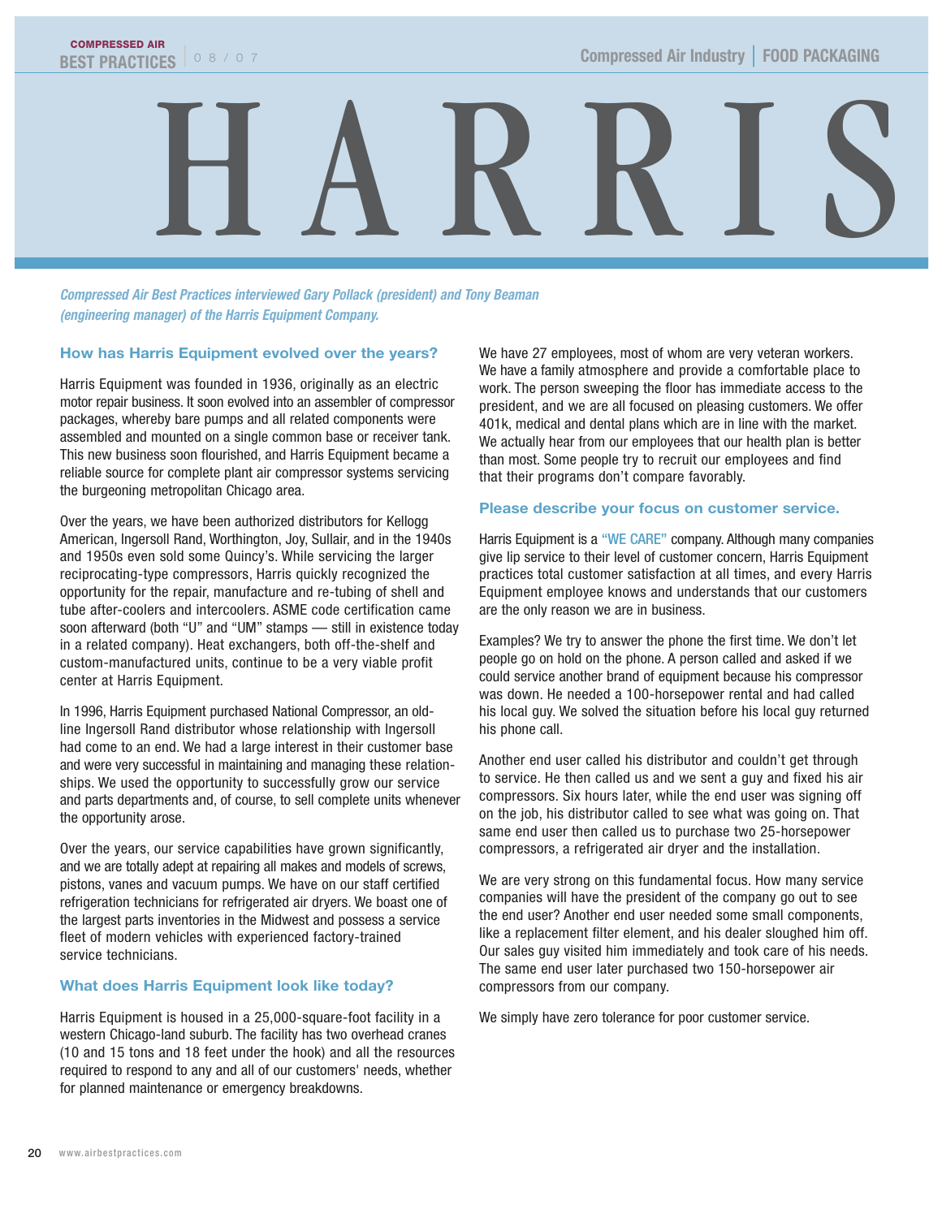# HARRIS

*Compressed Air Best Practices interviewed Gary Pollack (president) and Tony Beaman (engineering manager) of the Harris Equipment Company.*

## How has Harris Equipment evolved over the years?

Harris Equipment was founded in 1936, originally as an electric motor repair business. It soon evolved into an assembler of compressor packages, whereby bare pumps and all related components were assembled and mounted on a single common base or receiver tank. This new business soon flourished, and Harris Equipment became a reliable source for complete plant air compressor systems servicing the burgeoning metropolitan Chicago area.

Over the years, we have been authorized distributors for Kellogg American, Ingersoll Rand, Worthington, Joy, Sullair, and in the 1940s and 1950s even sold some Quincy's. While servicing the larger reciprocating-type compressors, Harris quickly recognized the opportunity for the repair, manufacture and re-tubing of shell and tube after-coolers and intercoolers. ASME code certification came soon afterward (both "U" and "UM" stamps — still in existence today in a related company). Heat exchangers, both off-the-shelf and custom-manufactured units, continue to be a very viable profit center at Harris Equipment.

In 1996, Harris Equipment purchased National Compressor, an old-line Ingersoll Rand distributor whose relationship with Ingersoll had come to an end. We had a large interest in their customer base and were very successful in maintaining and managing these relationships. We used the opportunity to successfully grow our service and parts departments and, of course, to sell complete units whenever the opportunity arose.

Over the years, our service capabilities have grown significantly, and we are totally adept at repairing all makes and models of screws, pistons, vanes and vacuum pumps. We have on our staff certified refrigeration technicians for refrigerated air dryers. We boast one of the largest parts inventories in the Midwest and possess a service fleet of modern vehicles with experienced factory-trained service technicians.

## What does Harris Equipment look like today?

Harris Equipment is housed in a 25,000-square-foot facility in a western Chicago-land suburb. The facility has two overhead cranes (10 and 15 tons and 18 feet under the hook) and all the resources required to respond to any and all of our customers' needs, whether for planned maintenance or emergency breakdowns.

We have 27 employees, most of whom are very veteran workers. We have a family atmosphere and provide a comfortable place to work. The person sweeping the floor has immediate access to the president, and we are all focused on pleasing customers. We offer 401k, medical and dental plans which are in line with the market. We actually hear from our employees that our health plan is better than most. Some people try to recruit our employees and find that their programs don't compare favorably.

## Please describe your focus on customer service.

Harris Equipment is a "WE CARE" company. Although many companies give lip service to their level of customer concern, Harris Equipment practices total customer satisfaction at all times, and every Harris Equipment employee knows and understands that our customers are the only reason we are in business.

Examples? We try to answer the phone the first time. We don't let people go on hold on the phone. A person called and asked if we could service another brand of equipment because his compressor was down. He needed a 100-horsepower rental and had called his local guy. We solved the situation before his local guy returned his phone call.

Another end user called his distributor and couldn't get through to service. He then called us and we sent a guy and fixed his air compressors. Six hours later, while the end user was signing off on the job, his distributor called to see what was going on. That same end user then called us to purchase two 25-horsepower compressors, a refrigerated air dryer and the installation.

We are very strong on this fundamental focus. How many service companies will have the president of the company go out to see the end user? Another end user needed some small components, like a replacement filter element, and his dealer sloughed him off. Our sales guy visited him immediately and took care of his needs. The same end user later purchased two 150-horsepower air compressors from our company.

We simply have zero tolerance for poor customer service.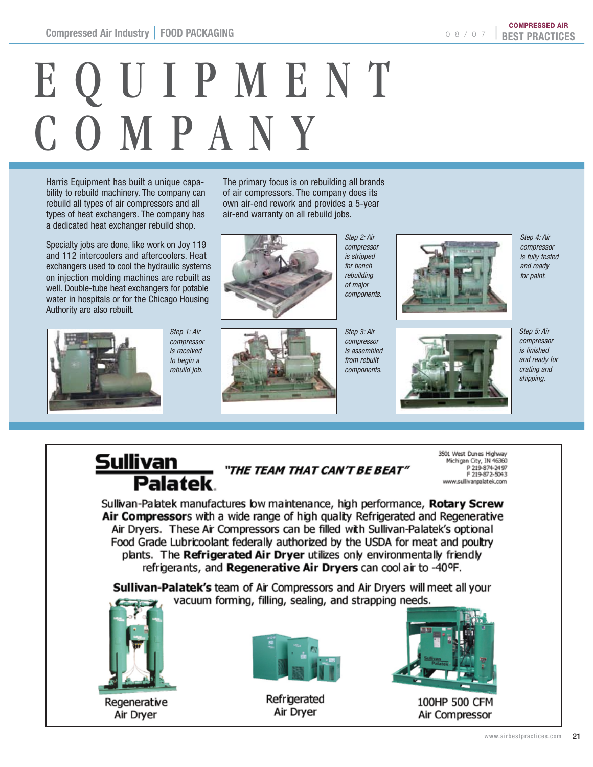# EQUIPMENT COMPANY

Harris Equipment has built a unique capability to rebuild machinery. The company can rebuild all types of air compressors and all types of heat exchangers. The company has a dedicated heat exchanger rebuild shop.

Specialty jobs are done, like work on Joy 119 and 112 intercoolers and aftercoolers. Heat exchangers used to cool the hydraulic systems on injection molding machines are rebuilt as well. Double-tube heat exchangers for potable water in hospitals or for the Chicago Housing Authority are also rebuilt.

The primary focus is on rebuilding all brands of air compressors. The company does its own air-end rework and provides a 5-year air-end warranty on all rebuild jobs.

*Step 1: Air compressor is received to begin a rebuild job.*

*Step 2: Air compressor is stripped for bench rebuilding of major components.*

*Step 3: Air compressor is assembled from rebuilt components.*

*Step 4: Air compressor is fully tested and ready for paint.*

*Step 5: Air compressor is finished and ready for crating and shipping.*

---

**Sullivan Palatek** *"THE TEAM THAT CAN'T BE BEAT"*

3501 West Dunes Highway
Michigan City, IN 46360
P 219-874-2497
F 219-872-5043
www.sullivanpalatek.com

Sullivan-Palatek manufactures low maintenance, high performance, **Rotary Screw Air Compressors** with a wide range of high quality Refrigerated and Regenerative Air Dryers. These Air Compressors can be filled with Sullivan-Palatek's optional Food Grade Lubricoolant federally authorized by the USDA for meat and poultry plants. The **Refrigerated Air Dryer** utilizes only environmentally friendly refrigerants, and **Regenerative Air Dryers** can cool air to -40ºF.

**Sullivan-Palatek's** team of Air Compressors and Air Dryers will meet all your vacuum forming, filling, sealing, and strapping needs.

Regenerative Air Dryer

Refrigerated Air Dryer

100HP 500 CFM Air Compressor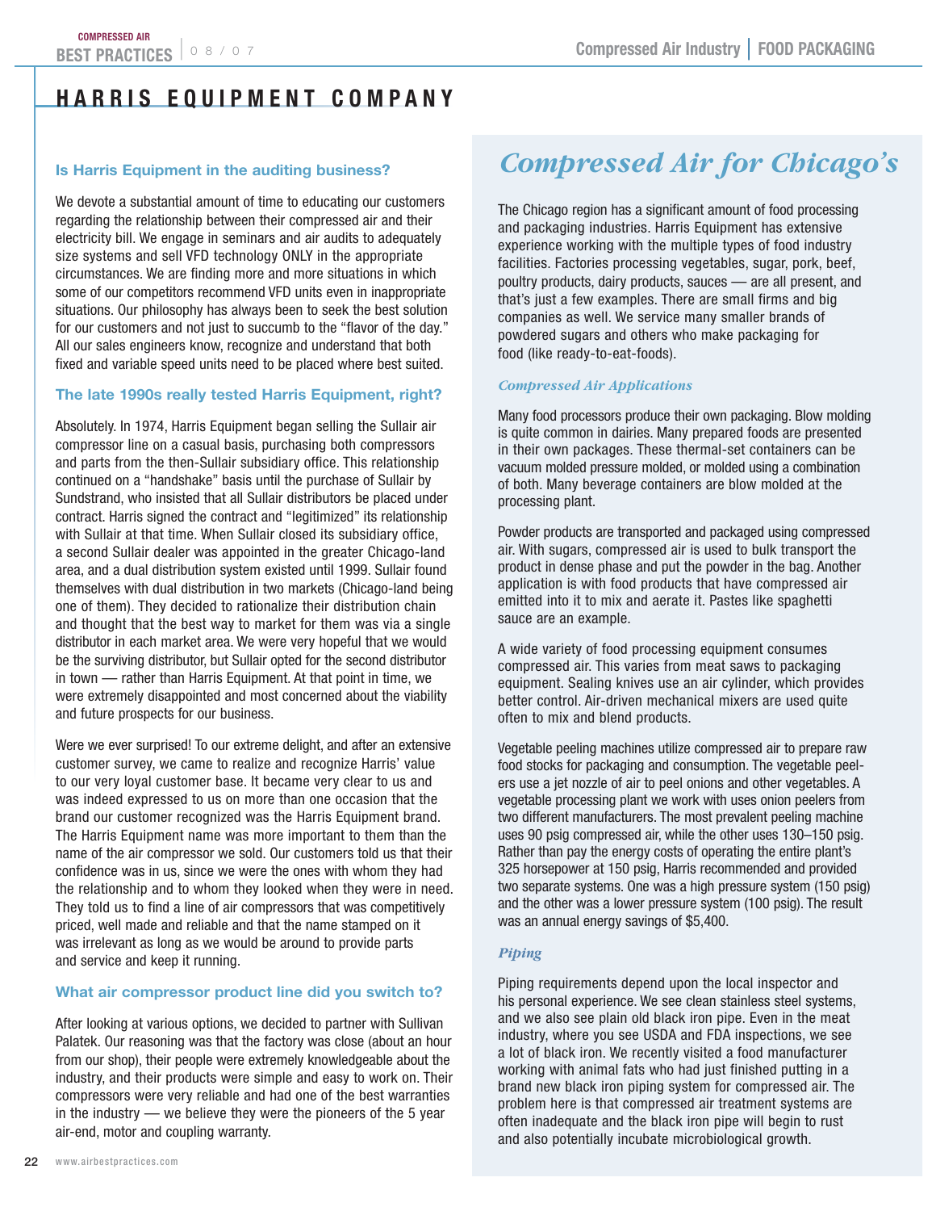# HARRIS EQUIPMENT COMPANY

### Is Harris Equipment in the auditing business?

We devote a substantial amount of time to educating our customers regarding the relationship between their compressed air and their electricity bill. We engage in seminars and air audits to adequately size systems and sell VFD technology ONLY in the appropriate circumstances. We are finding more and more situations in which some of our competitors recommend VFD units even in inappropriate situations. Our philosophy has always been to seek the best solution for our customers and not just to succumb to the "flavor of the day." All our sales engineers know, recognize and understand that both fixed and variable speed units need to be placed where best suited.

### The late 1990s really tested Harris Equipment, right?

Absolutely. In 1974, Harris Equipment began selling the Sullair air compressor line on a casual basis, purchasing both compressors and parts from the then-Sullair subsidiary office. This relationship continued on a "handshake" basis until the purchase of Sullair by Sundstrand, who insisted that all Sullair distributors be placed under contract. Harris signed the contract and "legitimized" its relationship with Sullair at that time. When Sullair closed its subsidiary office, a second Sullair dealer was appointed in the greater Chicago-land area, and a dual distribution system existed until 1999. Sullair found themselves with dual distribution in two markets (Chicago-land being one of them). They decided to rationalize their distribution chain and thought that the best way to market for them was via a single distributor in each market area. We were very hopeful that we would be the surviving distributor, but Sullair opted for the second distributor in town — rather than Harris Equipment. At that point in time, we were extremely disappointed and most concerned about the viability and future prospects for our business.

Were we ever surprised! To our extreme delight, and after an extensive customer survey, we came to realize and recognize Harris' value to our very loyal customer base. It became very clear to us and was indeed expressed to us on more than one occasion that the brand our customer recognized was the Harris Equipment brand. The Harris Equipment name was more important to them than the name of the air compressor we sold. Our customers told us that their confidence was in us, since we were the ones with whom they had the relationship and to whom they looked when they were in need. They told us to find a line of air compressors that was competitively priced, well made and reliable and that the name stamped on it was irrelevant as long as we would be around to provide parts and service and keep it running.

### What air compressor product line did you switch to?

After looking at various options, we decided to partner with Sullivan Palatek. Our reasoning was that the factory was close (about an hour from our shop), their people were extremely knowledgeable about the industry, and their products were simple and easy to work on. Their compressors were very reliable and had one of the best warranties in the industry — we believe they were the pioneers of the 5 year air-end, motor and coupling warranty.

## *Compressed Air for Chicago's*

The Chicago region has a significant amount of food processing and packaging industries. Harris Equipment has extensive experience working with the multiple types of food industry facilities. Factories processing vegetables, sugar, pork, beef, poultry products, dairy products, sauces — are all present, and that's just a few examples. There are small firms and big companies as well. We service many smaller brands of powdered sugars and others who make packaging for food (like ready-to-eat-foods).

### *Compressed Air Applications*

Many food processors produce their own packaging. Blow molding is quite common in dairies. Many prepared foods are presented in their own packages. These thermal-set containers can be vacuum molded pressure molded, or molded using a combination of both. Many beverage containers are blow molded at the processing plant.

Powder products are transported and packaged using compressed air. With sugars, compressed air is used to bulk transport the product in dense phase and put the powder in the bag. Another application is with food products that have compressed air emitted into it to mix and aerate it. Pastes like spaghetti sauce are an example.

A wide variety of food processing equipment consumes compressed air. This varies from meat saws to packaging equipment. Sealing knives use an air cylinder, which provides better control. Air-driven mechanical mixers are used quite often to mix and blend products.

Vegetable peeling machines utilize compressed air to prepare raw food stocks for packaging and consumption. The vegetable peelers use a jet nozzle of air to peel onions and other vegetables. A vegetable processing plant we work with uses onion peelers from two different manufacturers. The most prevalent peeling machine uses 90 psig compressed air, while the other uses 130–150 psig. Rather than pay the energy costs of operating the entire plant's 325 horsepower at 150 psig, Harris recommended and provided two separate systems. One was a high pressure system (150 psig) and the other was a lower pressure system (100 psig). The result was an annual energy savings of $5,400.

### *Piping*

Piping requirements depend upon the local inspector and his personal experience. We see clean stainless steel systems, and we also see plain old black iron pipe. Even in the meat industry, where you see USDA and FDA inspections, we see a lot of black iron. We recently visited a food manufacturer working with animal fats who had just finished putting in a brand new black iron piping system for compressed air. The problem here is that compressed air treatment systems are often inadequate and the black iron pipe will begin to rust and also potentially incubate microbiological growth.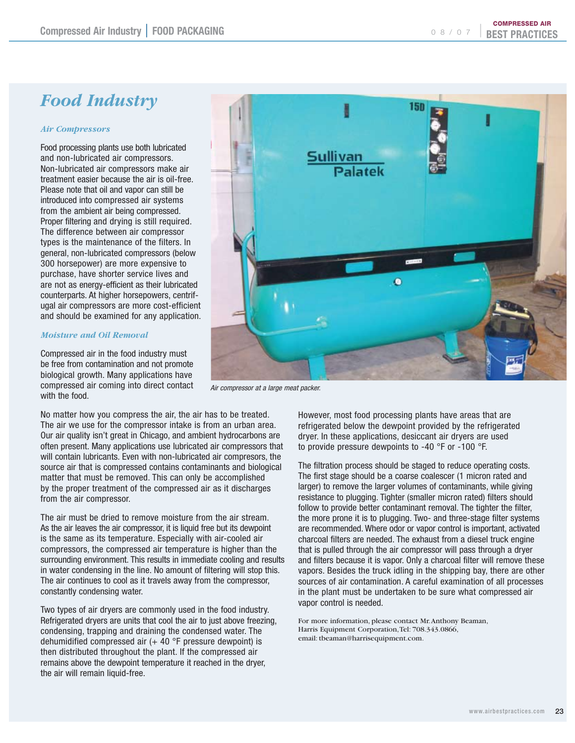# Food Industry

### *Air Compressors*

Food processing plants use both lubricated and non-lubricated air compressors. Non-lubricated air compressors make air treatment easier because the air is oil-free. Please note that oil and vapor can still be introduced into compressed air systems from the ambient air being compressed. Proper filtering and drying is still required. The difference between air compressor types is the maintenance of the filters. In general, non-lubricated compressors (below 300 horsepower) are more expensive to purchase, have shorter service lives and are not as energy-efficient as their lubricated counterparts. At higher horsepowers, centrifugal air compressors are more cost-efficient and should be examined for any application.

### *Moisture and Oil Removal*

Compressed air in the food industry must be free from contamination and not promote biological growth. Many applications have compressed air coming into direct contact with the food.

*Air compressor at a large meat packer.*

No matter how you compress the air, the air has to be treated. The air we use for the compressor intake is from an urban area. Our air quality isn't great in Chicago, and ambient hydrocarbons are often present. Many applications use lubricated air compressors that will contain lubricants. Even with non-lubricated air compresors, the source air that is compressed contains contaminants and biological matter that must be removed. This can only be accomplished by the proper treatment of the compressed air as it discharges from the air compressor.

The air must be dried to remove moisture from the air stream. As the air leaves the air compressor, it is liquid free but its dewpoint is the same as its temperature. Especially with air-cooled air compressors, the compressed air temperature is higher than the surrounding environment. This results in immediate cooling and results in water condensing in the line. No amount of filtering will stop this. The air continues to cool as it travels away from the compressor, constantly condensing water.

Two types of air dryers are commonly used in the food industry. Refrigerated dryers are units that cool the air to just above freezing, condensing, trapping and draining the condensed water. The dehumidified compressed air (+ 40 °F pressure dewpoint) is then distributed throughout the plant. If the compressed air remains above the dewpoint temperature it reached in the dryer, the air will remain liquid-free.

However, most food processing plants have areas that are refrigerated below the dewpoint provided by the refrigerated dryer. In these applications, desiccant air dryers are used to provide pressure dewpoints to -40 °F or -100 °F.

The filtration process should be staged to reduce operating costs. The first stage should be a coarse coalescer (1 micron rated and larger) to remove the larger volumes of contaminants, while giving resistance to plugging. Tighter (smaller micron rated) filters should follow to provide better contaminant removal. The tighter the filter, the more prone it is to plugging. Two- and three-stage filter systems are recommended. Where odor or vapor control is important, activated charcoal filters are needed. The exhaust from a diesel truck engine that is pulled through the air compressor will pass through a dryer and filters because it is vapor. Only a charcoal filter will remove these vapors. Besides the truck idling in the shipping bay, there are other sources of air contamination. A careful examination of all processes in the plant must be undertaken to be sure what compressed air vapor control is needed.

For more information, please contact Mr. Anthony Beaman, Harris Equipment Corporation, Tel: 708.343.0866, email: tbeaman@harrisequipment.com.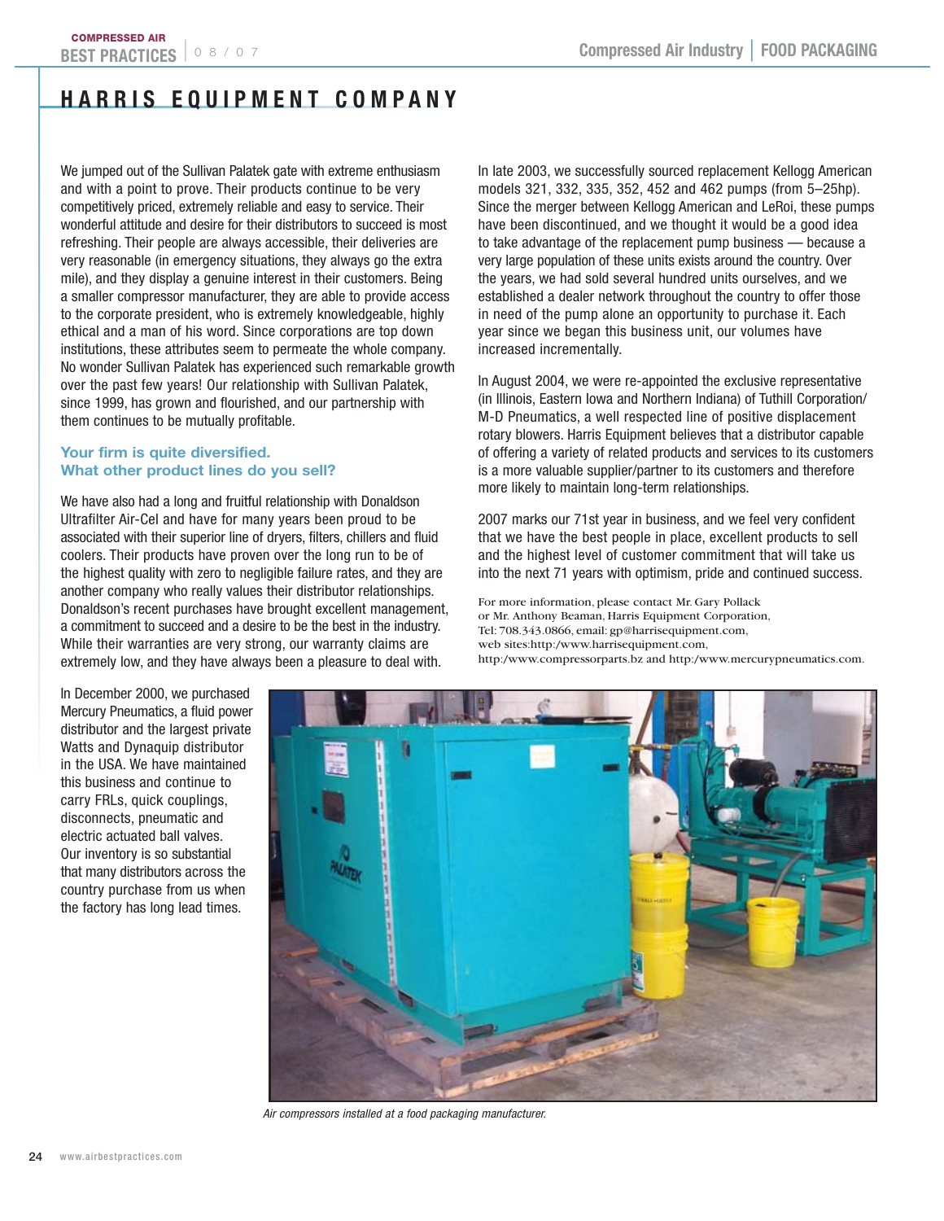# HARRIS EQUIPMENT COMPANY

We jumped out of the Sullivan Palatek gate with extreme enthusiasm and with a point to prove. Their products continue to be very competitively priced, extremely reliable and easy to service. Their wonderful attitude and desire for their distributors to succeed is most refreshing. Their people are always accessible, their deliveries are very reasonable (in emergency situations, they always go the extra mile), and they display a genuine interest in their customers. Being a smaller compressor manufacturer, they are able to provide access to the corporate president, who is extremely knowledgeable, highly ethical and a man of his word. Since corporations are top down institutions, these attributes seem to permeate the whole company. No wonder Sullivan Palatek has experienced such remarkable growth over the past few years! Our relationship with Sullivan Palatek, since 1999, has grown and flourished, and our partnership with them continues to be mutually profitable.

### Your firm is quite diversified. What other product lines do you sell?

We have also had a long and fruitful relationship with Donaldson Ultrafilter Air-Cel and have for many years been proud to be associated with their superior line of dryers, filters, chillers and fluid coolers. Their products have proven over the long run to be of the highest quality with zero to negligible failure rates, and they are another company who really values their distributor relationships. Donaldson's recent purchases have brought excellent management, a commitment to succeed and a desire to be the best in the industry. While their warranties are very strong, our warranty claims are extremely low, and they have always been a pleasure to deal with.

In December 2000, we purchased Mercury Pneumatics, a fluid power distributor and the largest private Watts and Dynaquip distributor in the USA. We have maintained this business and continue to carry FRLs, quick couplings, disconnects, pneumatic and electric actuated ball valves. Our inventory is so substantial that many distributors across the country purchase from us when the factory has long lead times.

In late 2003, we successfully sourced replacement Kellogg American models 321, 332, 335, 352, 452 and 462 pumps (from 5–25hp). Since the merger between Kellogg American and LeRoi, these pumps have been discontinued, and we thought it would be a good idea to take advantage of the replacement pump business — because a very large population of these units exists around the country. Over the years, we had sold several hundred units ourselves, and we established a dealer network throughout the country to offer those in need of the pump alone an opportunity to purchase it. Each year since we began this business unit, our volumes have increased incrementally.

In August 2004, we were re-appointed the exclusive representative (in Illinois, Eastern Iowa and Northern Indiana) of Tuthill Corporation/ M-D Pneumatics, a well respected line of positive displacement rotary blowers. Harris Equipment believes that a distributor capable of offering a variety of related products and services to its customers is a more valuable supplier/partner to its customers and therefore more likely to maintain long-term relationships.

2007 marks our 71st year in business, and we feel very confident that we have the best people in place, excellent products to sell and the highest level of customer commitment that will take us into the next 71 years with optimism, pride and continued success.

For more information, please contact Mr. Gary Pollack or Mr. Anthony Beaman, Harris Equipment Corporation, Tel: 708.343.0866, email: gp@harrisequipment.com, web sites:http:/www.harrisequipment.com, http:/www.compressorparts.bz and http:/www.mercurypneumatics.com.

*Air compressors installed at a food packaging manufacturer.*